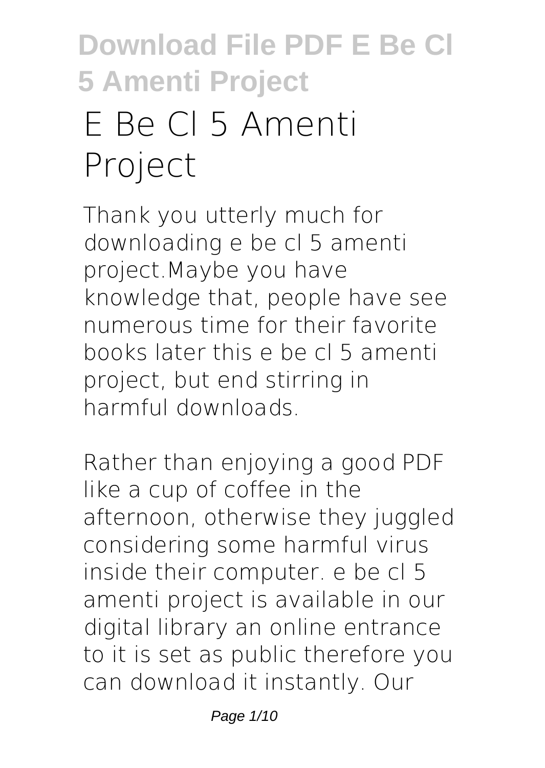# E Be Cl 5 Amenti Project

Thank you utterly much for downloading e be cl 5 amenti project.Maybe you have knowledge that, people have see numerous time for their favorite books later this e be cl 5 amenti project, but end stirring in harmful downloads.

Rather than enjoying a good PDF like a cup of coffee in the afternoon, otherwise they juggled considering some harmful virus inside their computer. e be cl 5 amenti project is available in our digital library an online entrance to it is set as public therefore you can download it instantly. Our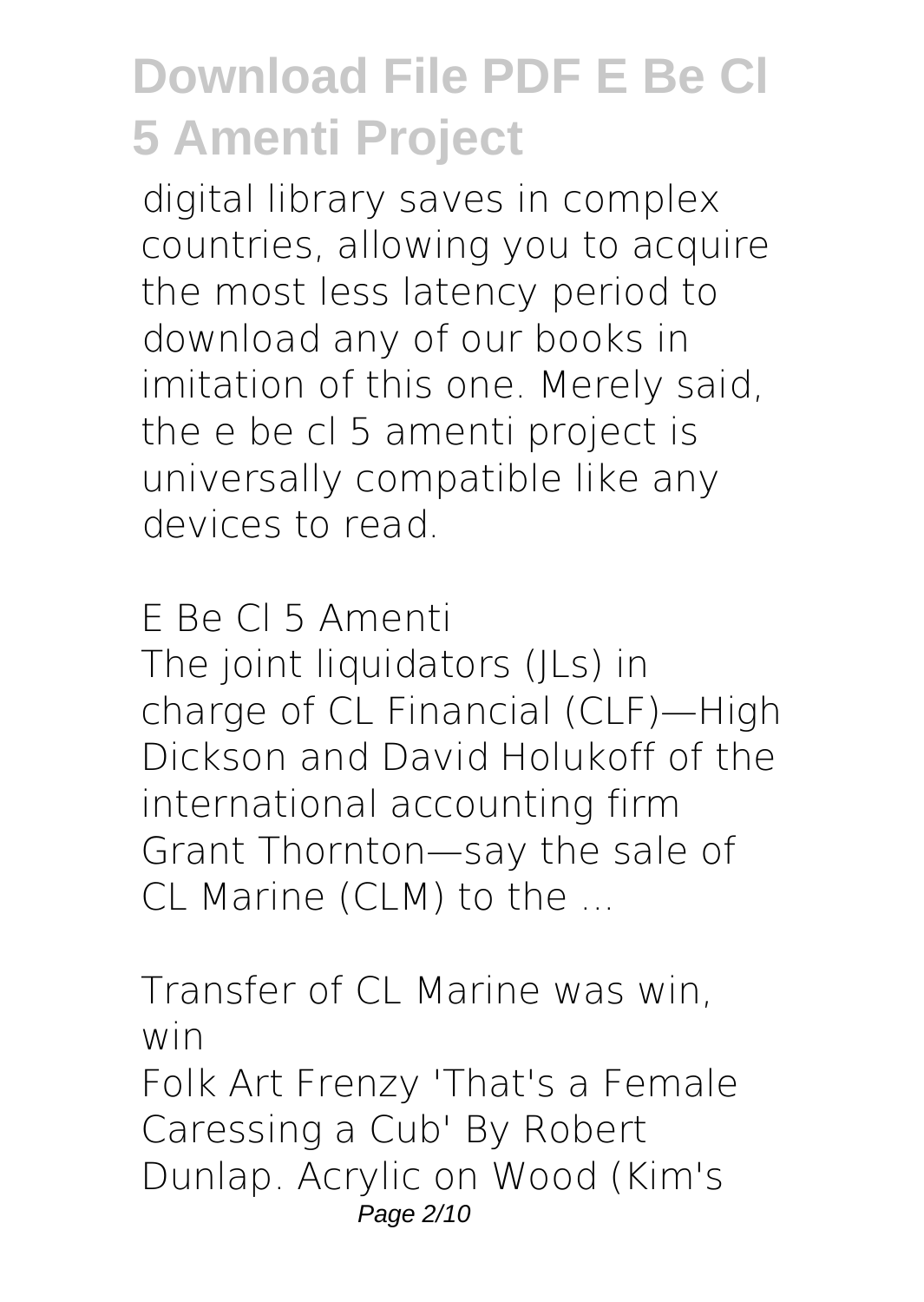digital library saves in complex countries, allowing you to acquire the most less latency period to download any of our books in imitation of this one. Merely said, the e be cl 5 amenti project is universally compatible like any devices to read.

**E Be Cl 5 Amenti**

The joint liquidators (JLs) in charge of CL Financial (CLF)—High Dickson and David Holukoff of the international accounting firm Grant Thornton—say the sale of CL Marine (CLM) to the ...

**Transfer of CL Marine was win, win**

Folk Art Frenzy 'That's a Female Caressing a Cub' By Robert Dunlap. Acrylic on Wood (Kim's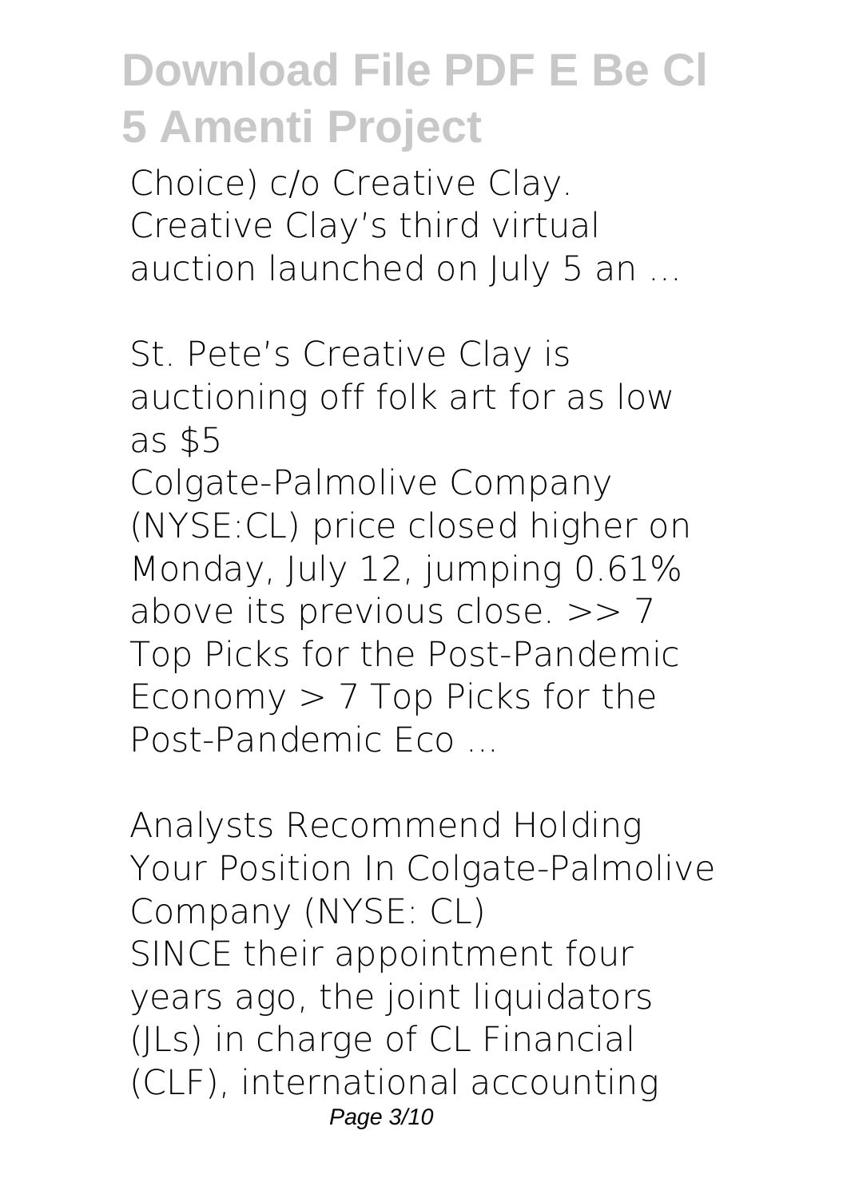Choice) c/o Creative Clay. Creative Clay's third virtual auction launched on July 5 an ...

*St. Pete's Creative Clay is auctioning off folk art for as low as $5*

Colgate-Palmolive Company (NYSE:CL) price closed higher on Monday, July 12, jumping 0.61% above its previous close. >> 7 Top Picks for the Post-Pandemic Economy > 7 Top Picks for the Post-Pandemic Eco ...

*Analysts Recommend Holding Your Position In Colgate-Palmolive Company (NYSE: CL)*

SINCE their appointment four years ago, the joint liquidators (JLs) in charge of CL Financial (CLF), international accounting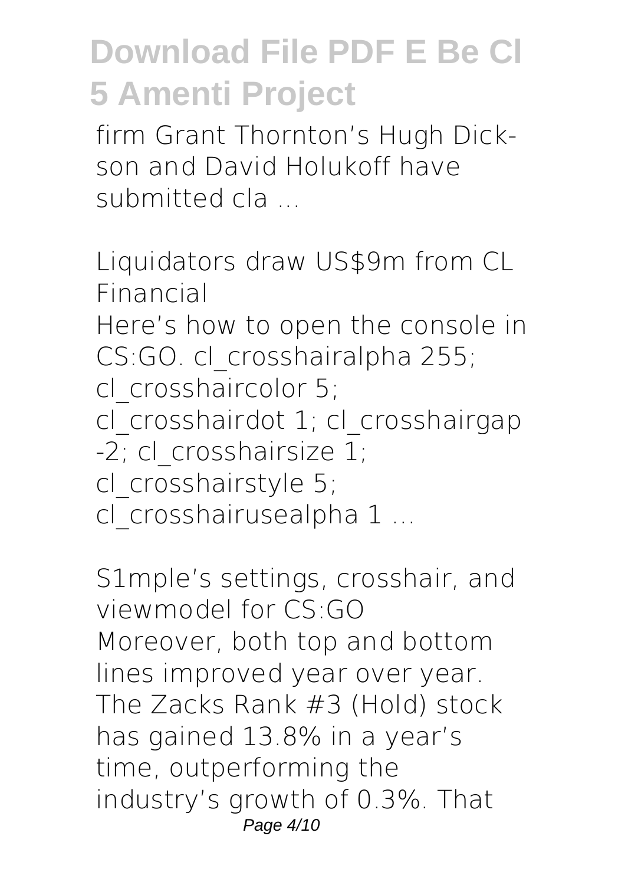firm Grant Thornton's Hugh Dickson and David Holukoff have submitted cla ...

*Liquidators draw US$9m from CL Financial*

Here's how to open the console in CS:GO. cl_crosshairalpha 255; cl_crosshaircolor 5; cl_crosshairdot 1; cl_crosshairgap -2; cl_crosshairsize 1; cl_crosshairstyle 5; cl_crosshairusealpha 1 ...

*S1mple's settings, crosshair, and viewmodel for CS:GO*

Moreover, both top and bottom lines improved year over year. The Zacks Rank #3 (Hold) stock has gained 13.8% in a year's time, outperforming the industry's growth of 0.3%. That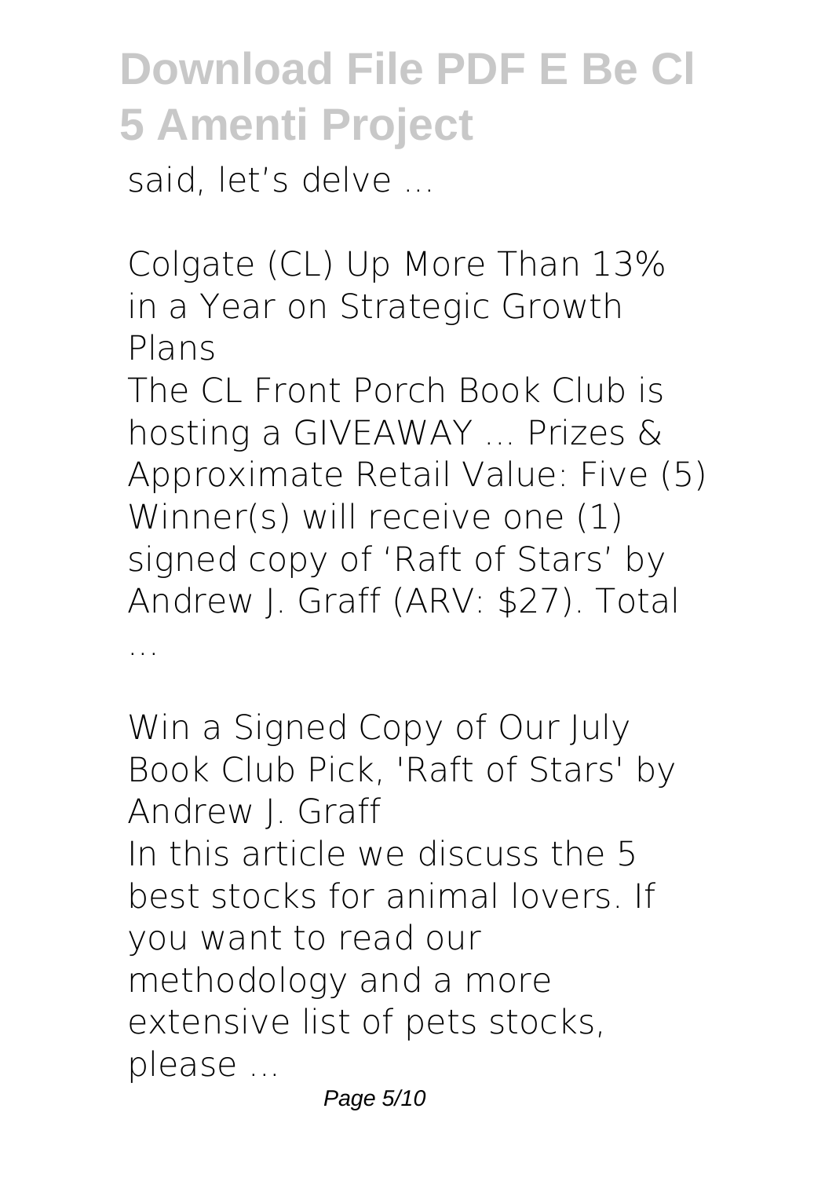said, let's delve ...

*Colgate (CL) Up More Than 13% in a Year on Strategic Growth Plans*

The CL Front Porch Book Club is hosting a GIVEAWAY ... Prizes & Approximate Retail Value: Five (5) Winner(s) will receive one (1) signed copy of 'Raft of Stars' by Andrew J. Graff (ARV: $27). Total ...

*Win a Signed Copy of Our July Book Club Pick, 'Raft of Stars' by Andrew J. Graff*

In this article we discuss the 5 best stocks for animal lovers. If you want to read our methodology and a more extensive list of pets stocks, please ...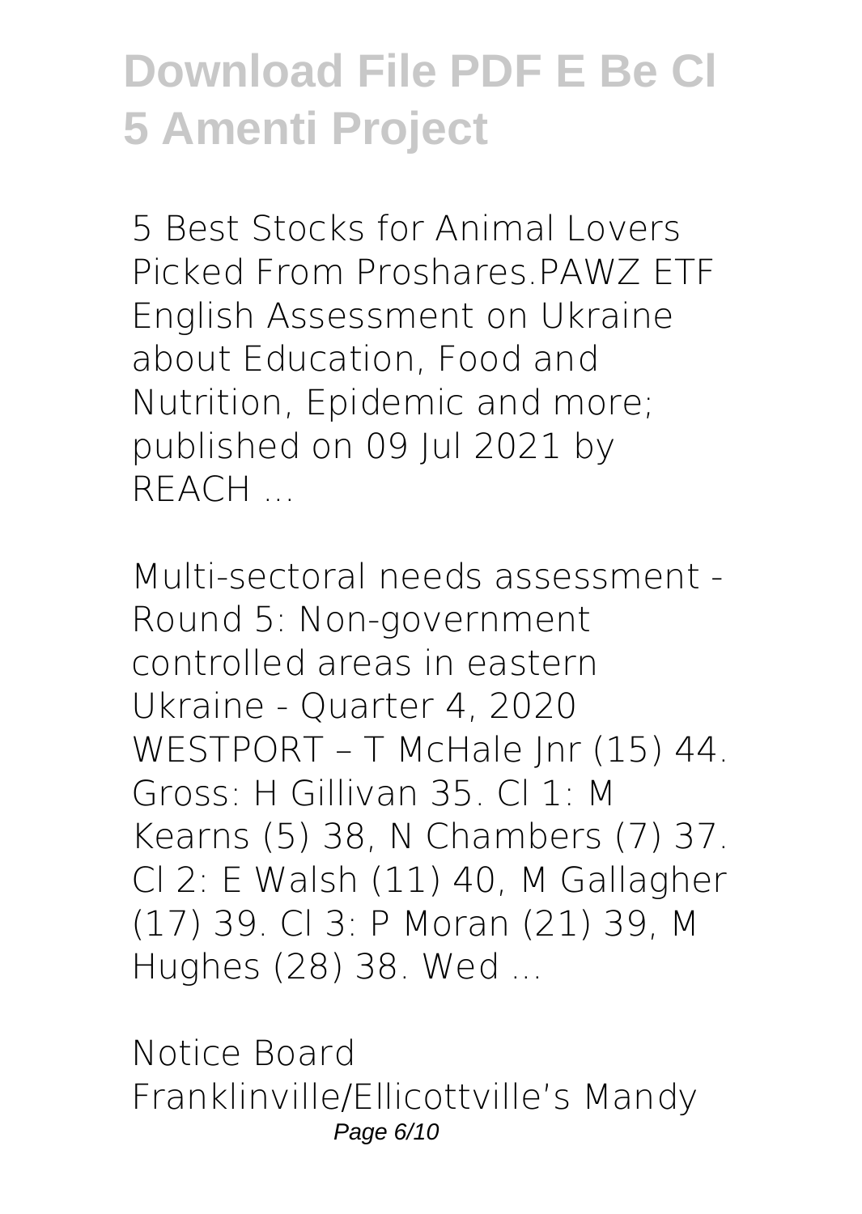5 Best Stocks for Animal Lovers Picked From Proshares.PAWZ ETF
English Assessment on Ukraine about Education, Food and Nutrition, Epidemic and more; published on 09 Jul 2021 by REACH ...

Multi-sectoral needs assessment - Round 5: Non-government controlled areas in eastern Ukraine - Quarter 4, 2020
WESTPORT – T McHale Jnr (15) 44. Gross: H Gillivan 35. Cl 1: M Kearns (5) 38, N Chambers (7) 37. Cl 2: E Walsh (11) 40, M Gallagher (17) 39. Cl 3: P Moran (21) 39, M Hughes (28) 38. Wed ...

Notice Board
Franklinville/Ellicottville's Mandy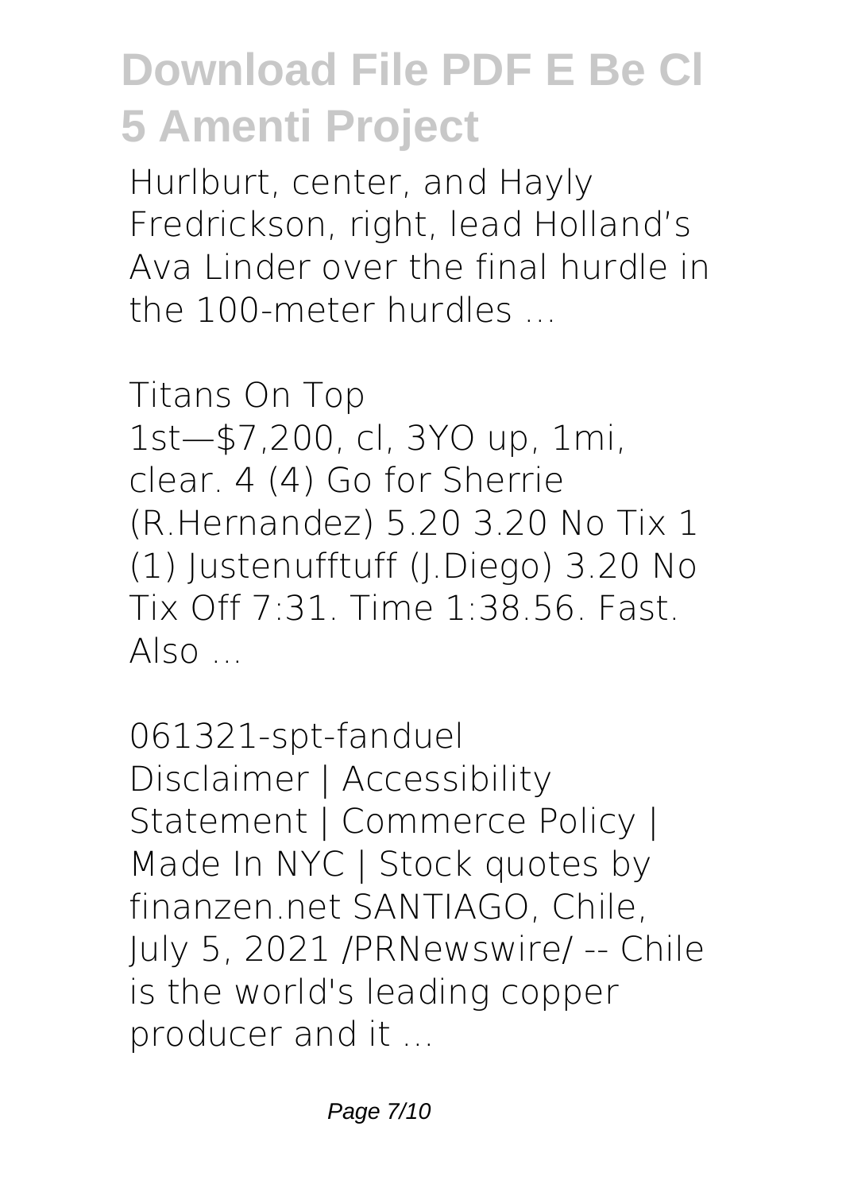Hurlburt, center, and Hayly Fredrickson, right, lead Holland's Ava Linder over the final hurdle in the 100-meter hurdles ...

*Titans On Top*
1st—$7,200, cl, 3YO up, 1mi, clear. 4 (4) Go for Sherrie (R.Hernandez) 5.20 3.20 No Tix 1 (1) Justenufftuff (J.Diego) 3.20 No Tix Off 7:31. Time 1:38.56. Fast. Also ...

*061321-spt-fanduel*
Disclaimer | Accessibility Statement | Commerce Policy | Made In NYC | Stock quotes by finanzen.net SANTIAGO, Chile, July 5, 2021 /PRNewswire/ -- Chile is the world's leading copper producer and it ...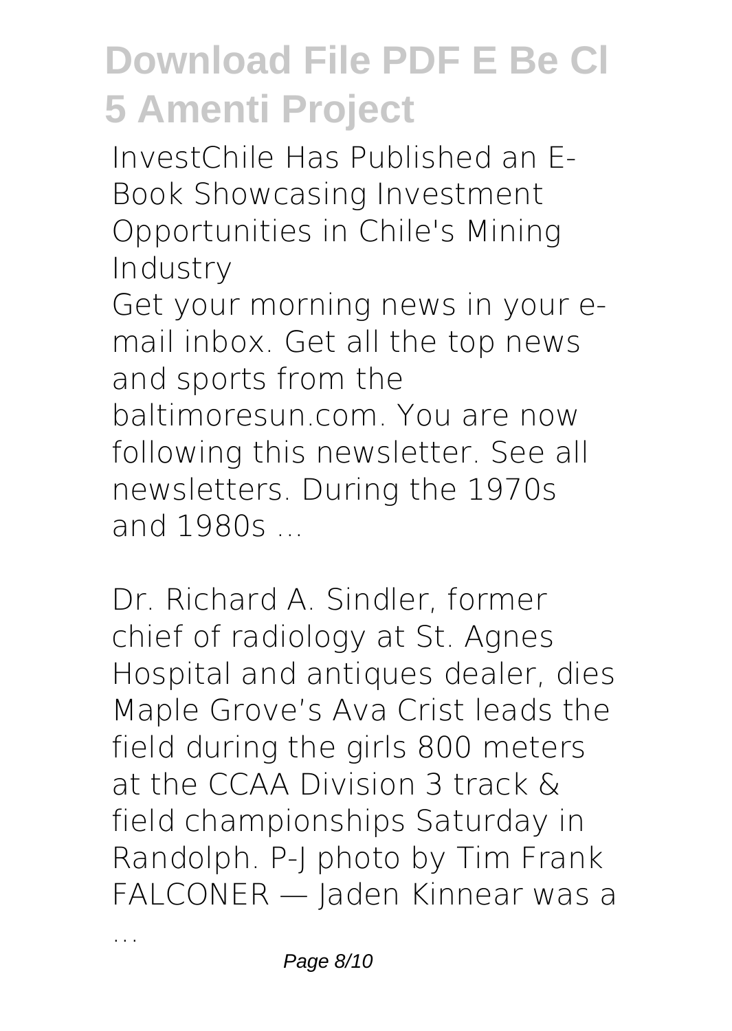InvestChile Has Published an E-Book Showcasing Investment Opportunities in Chile's Mining Industry

Get your morning news in your e-mail inbox. Get all the top news and sports from the baltimoresun.com. You are now following this newsletter. See all newsletters. During the 1970s and 1980s ...

Dr. Richard A. Sindler, former chief of radiology at St. Agnes Hospital and antiques dealer, dies

Maple Grove's Ava Crist leads the field during the girls 800 meters at the CCAA Division 3 track & field championships Saturday in Randolph. P-J photo by Tim Frank FALCONER — Jaden Kinnear was a ...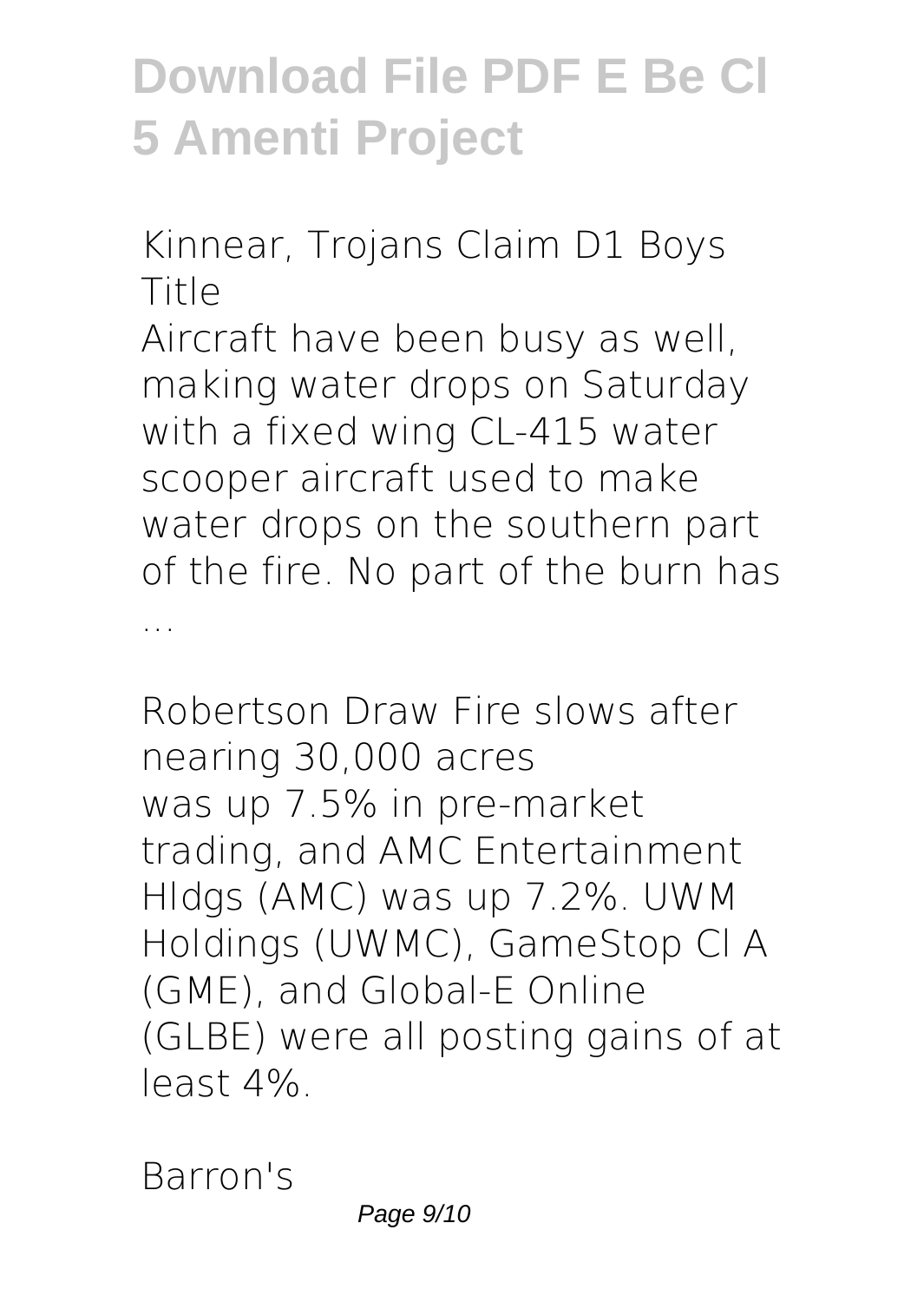*Kinnear, Trojans Claim D1 Boys Title*

Aircraft have been busy as well, making water drops on Saturday with a fixed wing CL-415 water scooper aircraft used to make water drops on the southern part of the fire. No part of the burn has ...

*Robertson Draw Fire slows after nearing 30,000 acres*

was up 7.5% in pre-market trading, and AMC Entertainment Hldgs (AMC) was up 7.2%. UWM Holdings (UWMC), GameStop Cl A (GME), and Global-E Online (GLBE) were all posting gains of at least 4%.

*Barron's*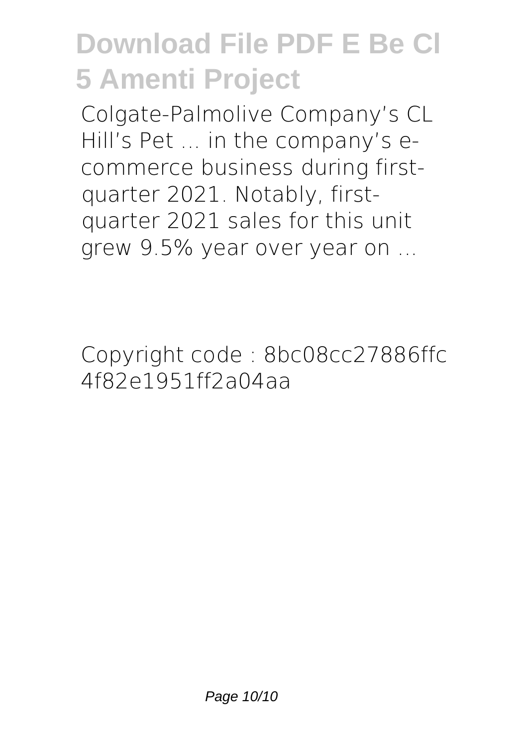Colgate-Palmolive Company's CL Hill's Pet ... in the company's e-commerce business during first-quarter 2021. Notably, first-quarter 2021 sales for this unit grew 9.5% year over year on ...

Copyright code : 8bc08cc27886ffc4f82e1951ff2a04aa